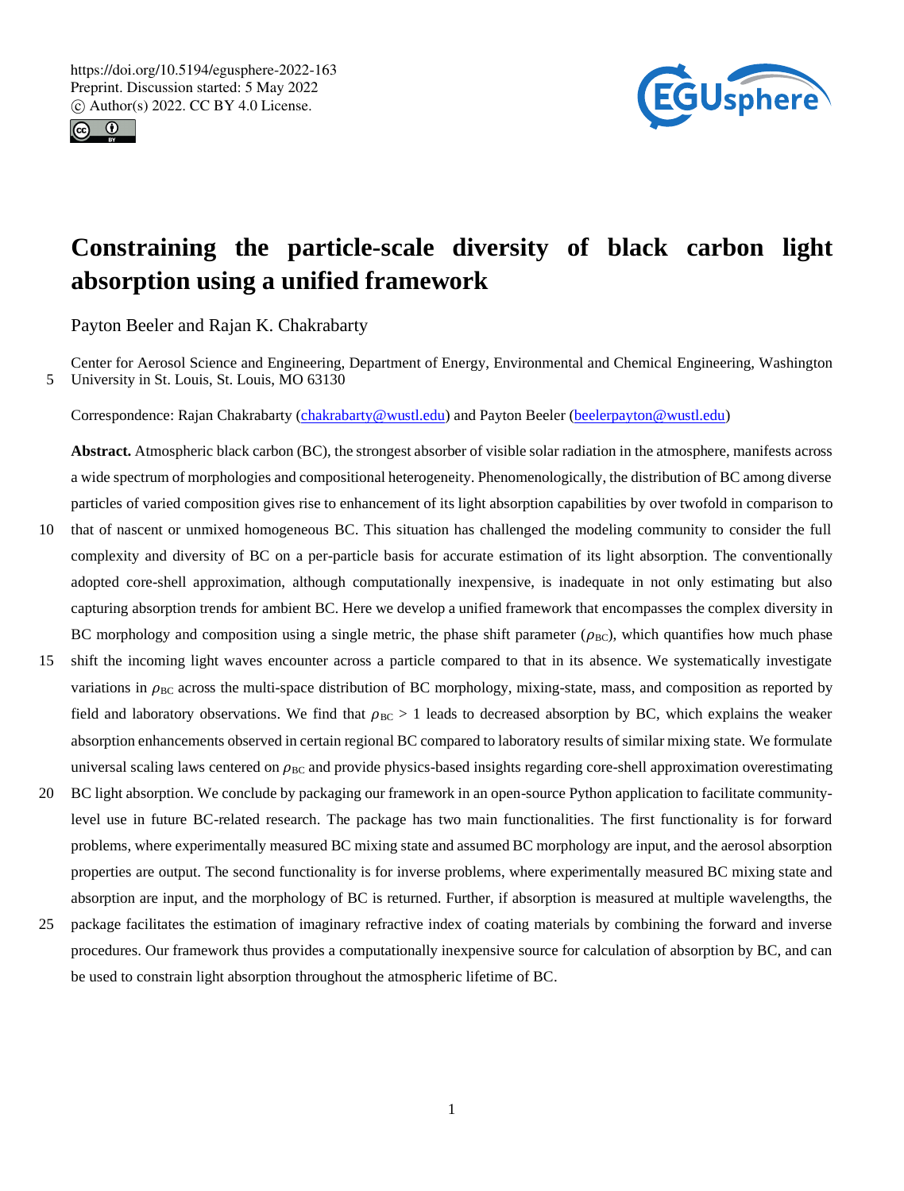https://doi.org/10.5194/egusphere-2022-163
Preprint. Discussion started: 5 May 2022
© Author(s) 2022. CC BY 4.0 License.

# Constraining the particle-scale diversity of black carbon light absorption using a unified framework

Payton Beeler and Rajan K. Chakrabarty

Center for Aerosol Science and Engineering, Department of Energy, Environmental and Chemical Engineering, Washington University in St. Louis, St. Louis, MO 63130

Correspondence: Rajan Chakrabarty (chakrabarty@wustl.edu) and Payton Beeler (beelerpayton@wustl.edu)

**Abstract.** Atmospheric black carbon (BC), the strongest absorber of visible solar radiation in the atmosphere, manifests across a wide spectrum of morphologies and compositional heterogeneity. Phenomenologically, the distribution of BC among diverse particles of varied composition gives rise to enhancement of its light absorption capabilities by over twofold in comparison to that of nascent or unmixed homogeneous BC. This situation has challenged the modeling community to consider the full complexity and diversity of BC on a per-particle basis for accurate estimation of its light absorption. The conventionally adopted core-shell approximation, although computationally inexpensive, is inadequate in not only estimating but also capturing absorption trends for ambient BC. Here we develop a unified framework that encompasses the complex diversity in BC morphology and composition using a single metric, the phase shift parameter ($\rho_{BC}$), which quantifies how much phase shift the incoming light waves encounter across a particle compared to that in its absence. We systematically investigate variations in $\rho_{BC}$ across the multi-space distribution of BC morphology, mixing-state, mass, and composition as reported by field and laboratory observations. We find that $\rho_{BC} > 1$ leads to decreased absorption by BC, which explains the weaker absorption enhancements observed in certain regional BC compared to laboratory results of similar mixing state. We formulate universal scaling laws centered on $\rho_{BC}$ and provide physics-based insights regarding core-shell approximation overestimating BC light absorption. We conclude by packaging our framework in an open-source Python application to facilitate community-level use in future BC-related research. The package has two main functionalities. The first functionality is for forward problems, where experimentally measured BC mixing state and assumed BC morphology are input, and the aerosol absorption properties are output. The second functionality is for inverse problems, where experimentally measured BC mixing state and absorption are input, and the morphology of BC is returned. Further, if absorption is measured at multiple wavelengths, the package facilitates the estimation of imaginary refractive index of coating materials by combining the forward and inverse procedures. Our framework thus provides a computationally inexpensive source for calculation of absorption by BC, and can be used to constrain light absorption throughout the atmospheric lifetime of BC.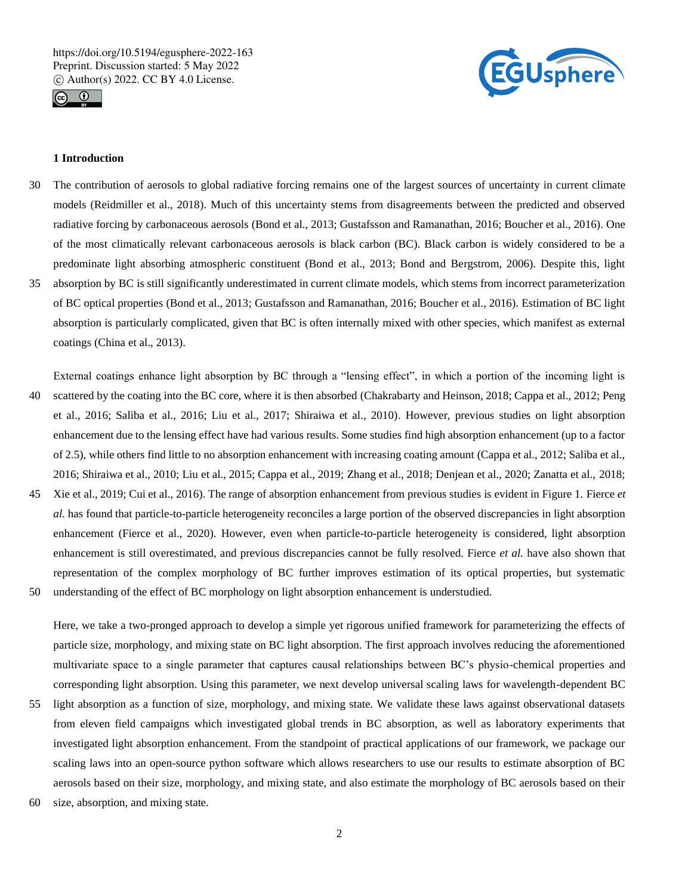## 1 Introduction

The contribution of aerosols to global radiative forcing remains one of the largest sources of uncertainty in current climate models (Reidmiller et al., 2018). Much of this uncertainty stems from disagreements between the predicted and observed radiative forcing by carbonaceous aerosols (Bond et al., 2013; Gustafsson and Ramanathan, 2016; Boucher et al., 2016). One of the most climatically relevant carbonaceous aerosols is black carbon (BC). Black carbon is widely considered to be a predominate light absorbing atmospheric constituent (Bond et al., 2013; Bond and Bergstrom, 2006). Despite this, light absorption by BC is still significantly underestimated in current climate models, which stems from incorrect parameterization of BC optical properties (Bond et al., 2013; Gustafsson and Ramanathan, 2016; Boucher et al., 2016). Estimation of BC light absorption is particularly complicated, given that BC is often internally mixed with other species, which manifest as external coatings (China et al., 2013).

External coatings enhance light absorption by BC through a "lensing effect", in which a portion of the incoming light is scattered by the coating into the BC core, where it is then absorbed (Chakrabarty and Heinson, 2018; Cappa et al., 2012; Peng et al., 2016; Saliba et al., 2016; Liu et al., 2017; Shiraiwa et al., 2010). However, previous studies on light absorption enhancement due to the lensing effect have had various results. Some studies find high absorption enhancement (up to a factor of 2.5), while others find little to no absorption enhancement with increasing coating amount (Cappa et al., 2012; Saliba et al., 2016; Shiraiwa et al., 2010; Liu et al., 2015; Cappa et al., 2019; Zhang et al., 2018; Denjean et al., 2020; Zanatta et al., 2018; Xie et al., 2019; Cui et al., 2016). The range of absorption enhancement from previous studies is evident in Figure 1. Fierce *et al.* has found that particle-to-particle heterogeneity reconciles a large portion of the observed discrepancies in light absorption enhancement (Fierce et al., 2020). However, even when particle-to-particle heterogeneity is considered, light absorption enhancement is still overestimated, and previous discrepancies cannot be fully resolved. Fierce *et al.* have also shown that representation of the complex morphology of BC further improves estimation of its optical properties, but systematic understanding of the effect of BC morphology on light absorption enhancement is understudied.

Here, we take a two-pronged approach to develop a simple yet rigorous unified framework for parameterizing the effects of particle size, morphology, and mixing state on BC light absorption. The first approach involves reducing the aforementioned multivariate space to a single parameter that captures causal relationships between BC's physio-chemical properties and corresponding light absorption. Using this parameter, we next develop universal scaling laws for wavelength-dependent BC light absorption as a function of size, morphology, and mixing state. We validate these laws against observational datasets from eleven field campaigns which investigated global trends in BC absorption, as well as laboratory experiments that investigated light absorption enhancement. From the standpoint of practical applications of our framework, we package our scaling laws into an open-source python software which allows researchers to use our results to estimate absorption of BC aerosols based on their size, morphology, and mixing state, and also estimate the morphology of BC aerosols based on their size, absorption, and mixing state.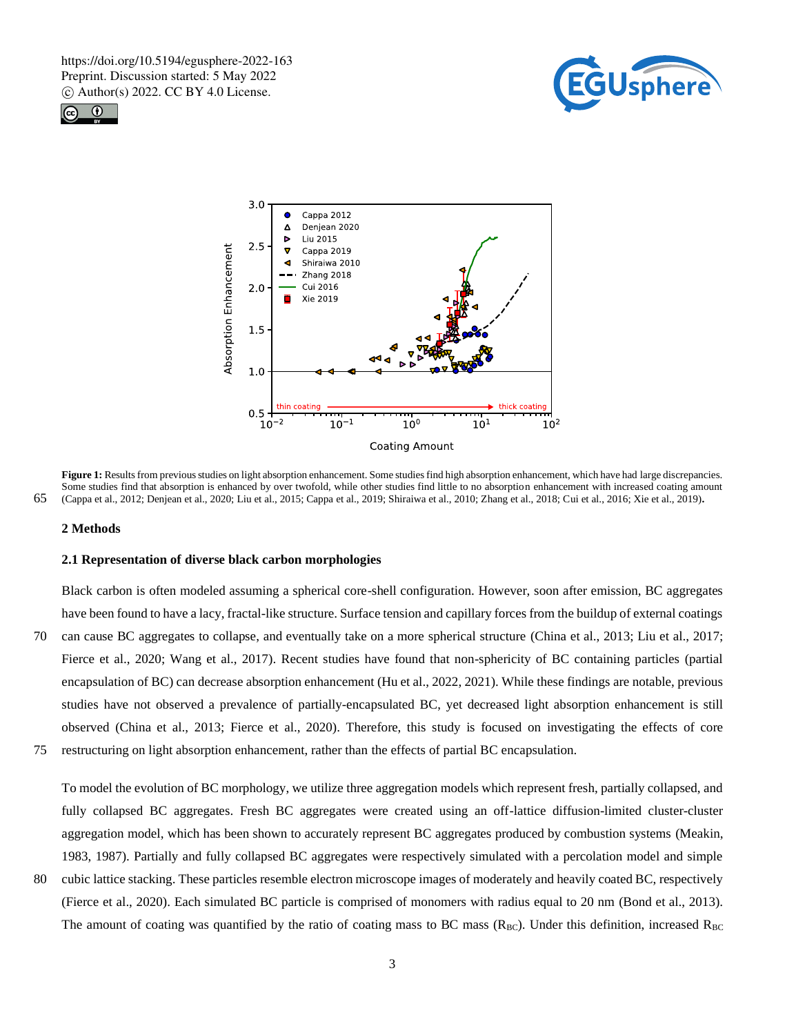**Figure 1:** Results from previous studies on light absorption enhancement. Some studies find high absorption enhancement, which have had large discrepancies. Some studies find that absorption is enhanced by over twofold, while other studies find little to no absorption enhancement with increased coating amount (Cappa et al., 2012; Denjean et al., 2020; Liu et al., 2015; Cappa et al., 2019; Shiraiwa et al., 2010; Zhang et al., 2018; Cui et al., 2016; Xie et al., 2019).

## 2 Methods

### 2.1 Representation of diverse black carbon morphologies

Black carbon is often modeled assuming a spherical core-shell configuration. However, soon after emission, BC aggregates have been found to have a lacy, fractal-like structure. Surface tension and capillary forces from the buildup of external coatings can cause BC aggregates to collapse, and eventually take on a more spherical structure (China et al., 2013; Liu et al., 2017; Fierce et al., 2020; Wang et al., 2017). Recent studies have found that non-sphericity of BC containing particles (partial encapsulation of BC) can decrease absorption enhancement (Hu et al., 2022, 2021). While these findings are notable, previous studies have not observed a prevalence of partially-encapsulated BC, yet decreased light absorption enhancement is still observed (China et al., 2013; Fierce et al., 2020). Therefore, this study is focused on investigating the effects of core restructuring on light absorption enhancement, rather than the effects of partial BC encapsulation.

To model the evolution of BC morphology, we utilize three aggregation models which represent fresh, partially collapsed, and fully collapsed BC aggregates. Fresh BC aggregates were created using an off-lattice diffusion-limited cluster-cluster aggregation model, which has been shown to accurately represent BC aggregates produced by combustion systems (Meakin, 1983, 1987). Partially and fully collapsed BC aggregates were respectively simulated with a percolation model and simple cubic lattice stacking. These particles resemble electron microscope images of moderately and heavily coated BC, respectively (Fierce et al., 2020). Each simulated BC particle is comprised of monomers with radius equal to 20 nm (Bond et al., 2013). The amount of coating was quantified by the ratio of coating mass to BC mass ($R_{BC}$). Under this definition, increased $R_{BC}$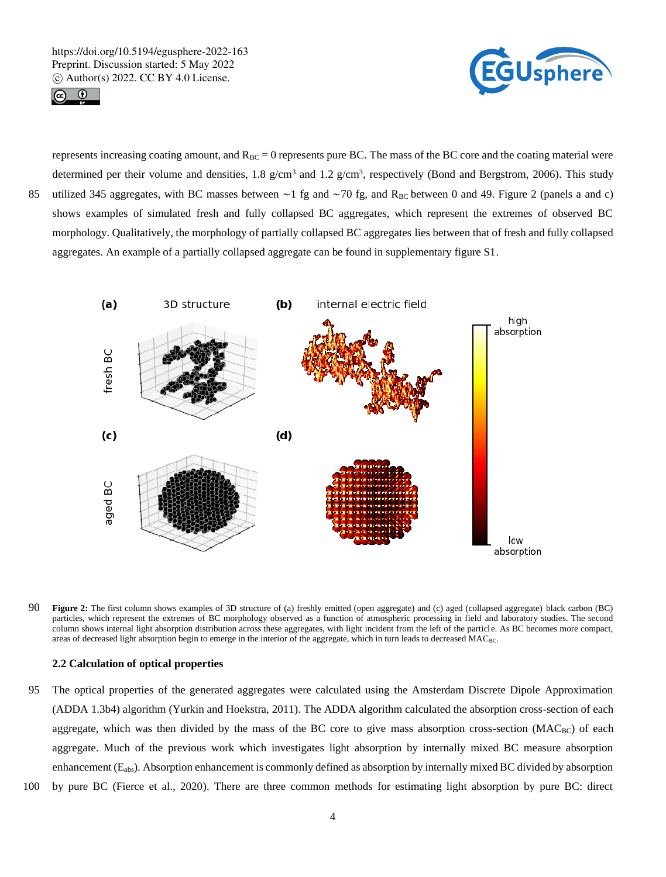represents increasing coating amount, and $R_{BC} = 0$ represents pure BC. The mass of the BC core and the coating material were determined per their volume and densities, 1.8 g/cm$^3$ and 1.2 g/cm$^3$, respectively (Bond and Bergstrom, 2006). This study utilized 345 aggregates, with BC masses between ~1 fg and ~70 fg, and $R_{BC}$ between 0 and 49. Figure 2 (panels a and c) shows examples of simulated fresh and fully collapsed BC aggregates, which represent the extremes of observed BC morphology. Qualitatively, the morphology of partially collapsed BC aggregates lies between that of fresh and fully collapsed aggregates. An example of a partially collapsed aggregate can be found in supplementary figure S1.

**Figure 2:** The first column shows examples of 3D structure of (a) freshly emitted (open aggregate) and (c) aged (collapsed aggregate) black carbon (BC) particles, which represent the extremes of BC morphology observed as a function of atmospheric processing in field and laboratory studies. The second column shows internal light absorption distribution across these aggregates, with light incident from the left of the particle. As BC becomes more compact, areas of decreased light absorption begin to emerge in the interior of the aggregate, which in turn leads to decreased $MAC_{BC}$.

### 2.2 Calculation of optical properties

The optical properties of the generated aggregates were calculated using the Amsterdam Discrete Dipole Approximation (ADDA 1.3b4) algorithm (Yurkin and Hoekstra, 2011). The ADDA algorithm calculated the absorption cross-section of each aggregate, which was then divided by the mass of the BC core to give mass absorption cross-section ($MAC_{BC}$) of each aggregate. Much of the previous work which investigates light absorption by internally mixed BC measure absorption enhancement ($E_{abs}$). Absorption enhancement is commonly defined as absorption by internally mixed BC divided by absorption by pure BC (Fierce et al., 2020). There are three common methods for estimating light absorption by pure BC: direct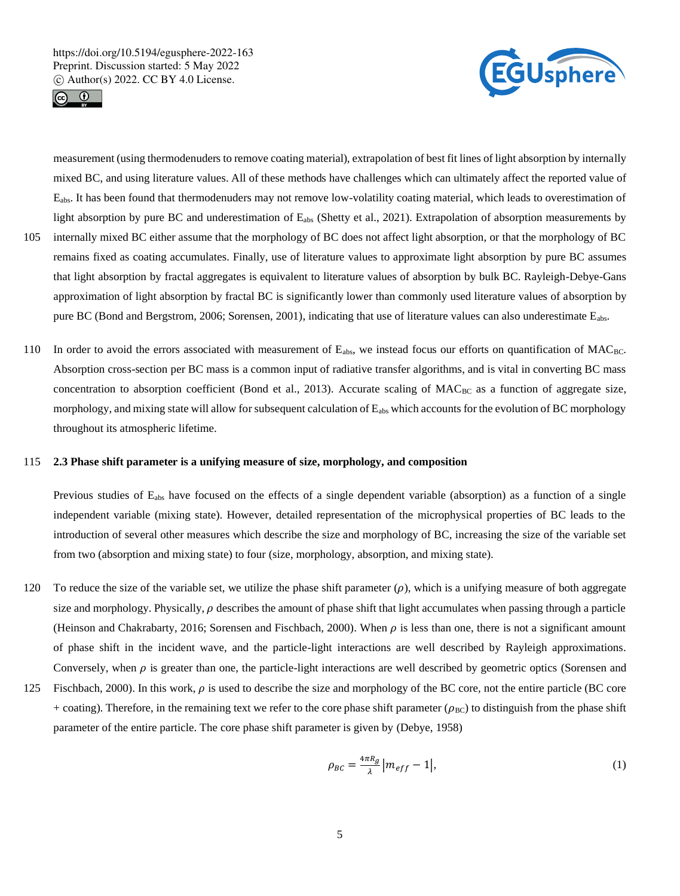measurement (using thermodenuders to remove coating material), extrapolation of best fit lines of light absorption by internally mixed BC, and using literature values. All of these methods have challenges which can ultimately affect the reported value of $E_{abs}$. It has been found that thermodenuders may not remove low-volatility coating material, which leads to overestimation of light absorption by pure BC and underestimation of $E_{abs}$ (Shetty et al., 2021). Extrapolation of absorption measurements by internally mixed BC either assume that the morphology of BC does not affect light absorption, or that the morphology of BC remains fixed as coating accumulates. Finally, use of literature values to approximate light absorption by pure BC assumes that light absorption by fractal aggregates is equivalent to literature values of absorption by bulk BC. Rayleigh-Debye-Gans approximation of light absorption by fractal BC is significantly lower than commonly used literature values of absorption by pure BC (Bond and Bergstrom, 2006; Sorensen, 2001), indicating that use of literature values can also underestimate $E_{abs}$.

In order to avoid the errors associated with measurement of $E_{abs}$, we instead focus our efforts on quantification of $MAC_{BC}$. Absorption cross-section per BC mass is a common input of radiative transfer algorithms, and is vital in converting BC mass concentration to absorption coefficient (Bond et al., 2013). Accurate scaling of $MAC_{BC}$ as a function of aggregate size, morphology, and mixing state will allow for subsequent calculation of $E_{abs}$ which accounts for the evolution of BC morphology throughout its atmospheric lifetime.

### 2.3 Phase shift parameter is a unifying measure of size, morphology, and composition

Previous studies of $E_{abs}$ have focused on the effects of a single dependent variable (absorption) as a function of a single independent variable (mixing state). However, detailed representation of the microphysical properties of BC leads to the introduction of several other measures which describe the size and morphology of BC, increasing the size of the variable set from two (absorption and mixing state) to four (size, morphology, absorption, and mixing state).

To reduce the size of the variable set, we utilize the phase shift parameter ($\rho$), which is a unifying measure of both aggregate size and morphology. Physically, $\rho$ describes the amount of phase shift that light accumulates when passing through a particle (Heinson and Chakrabarty, 2016; Sorensen and Fischbach, 2000). When $\rho$ is less than one, there is not a significant amount of phase shift in the incident wave, and the particle-light interactions are well described by Rayleigh approximations. Conversely, when $\rho$ is greater than one, the particle-light interactions are well described by geometric optics (Sorensen and Fischbach, 2000). In this work, $\rho$ is used to describe the size and morphology of the BC core, not the entire particle (BC core + coating). Therefore, in the remaining text we refer to the core phase shift parameter ($\rho_{BC}$) to distinguish from the phase shift parameter of the entire particle. The core phase shift parameter is given by (Debye, 1958)

$$\rho_{BC} = \frac{4\pi R_g}{\lambda}\left|m_{eff} - 1\right|, \tag{1}$$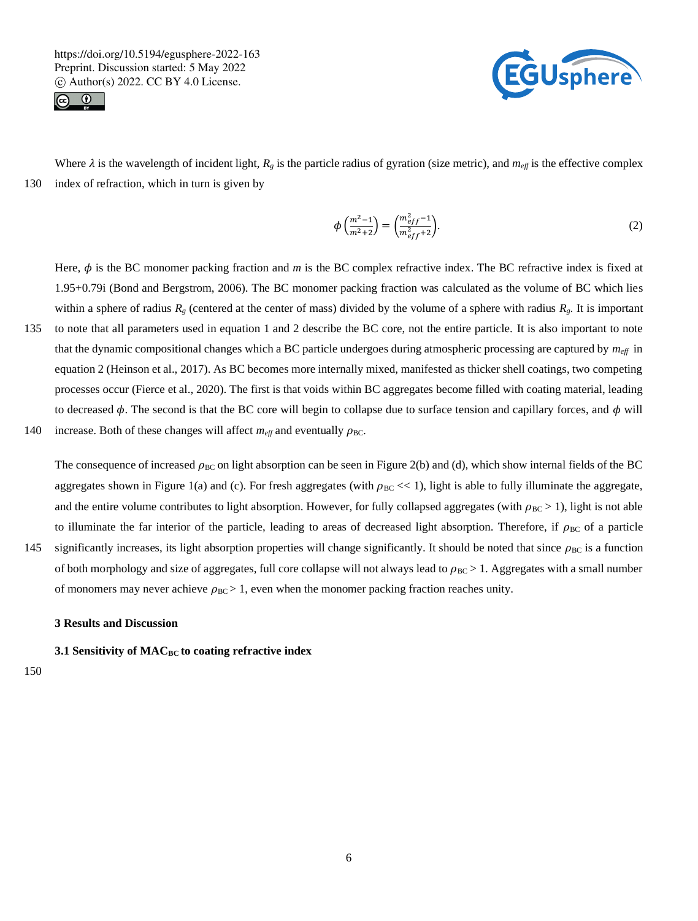Where $\lambda$ is the wavelength of incident light, $R_g$ is the particle radius of gyration (size metric), and $m_{eff}$ is the effective complex index of refraction, which in turn is given by

$$\phi\left(\frac{m^2-1}{m^2+2}\right) = \left(\frac{m_{eff}^2-1}{m_{eff}^2+2}\right). \tag{2}$$

Here, $\phi$ is the BC monomer packing fraction and $m$ is the BC complex refractive index. The BC refractive index is fixed at 1.95+0.79i (Bond and Bergstrom, 2006). The BC monomer packing fraction was calculated as the volume of BC which lies within a sphere of radius $R_g$ (centered at the center of mass) divided by the volume of a sphere with radius $R_g$. It is important to note that all parameters used in equation 1 and 2 describe the BC core, not the entire particle. It is also important to note that the dynamic compositional changes which a BC particle undergoes during atmospheric processing are captured by $m_{eff}$ in equation 2 (Heinson et al., 2017). As BC becomes more internally mixed, manifested as thicker shell coatings, two competing processes occur (Fierce et al., 2020). The first is that voids within BC aggregates become filled with coating material, leading to decreased $\phi$. The second is that the BC core will begin to collapse due to surface tension and capillary forces, and $\phi$ will increase. Both of these changes will affect $m_{eff}$ and eventually $\rho_{BC}$.

The consequence of increased $\rho_{BC}$ on light absorption can be seen in Figure 2(b) and (d), which show internal fields of the BC aggregates shown in Figure 1(a) and (c). For fresh aggregates (with $\rho_{BC} << 1$), light is able to fully illuminate the aggregate, and the entire volume contributes to light absorption. However, for fully collapsed aggregates (with $\rho_{BC} > 1$), light is not able to illuminate the far interior of the particle, leading to areas of decreased light absorption. Therefore, if $\rho_{BC}$ of a particle significantly increases, its light absorption properties will change significantly. It should be noted that since $\rho_{BC}$ is a function of both morphology and size of aggregates, full core collapse will not always lead to $\rho_{BC} > 1$. Aggregates with a small number of monomers may never achieve $\rho_{BC} > 1$, even when the monomer packing fraction reaches unity.

## 3 Results and Discussion

### 3.1 Sensitivity of $MAC_{BC}$ to coating refractive index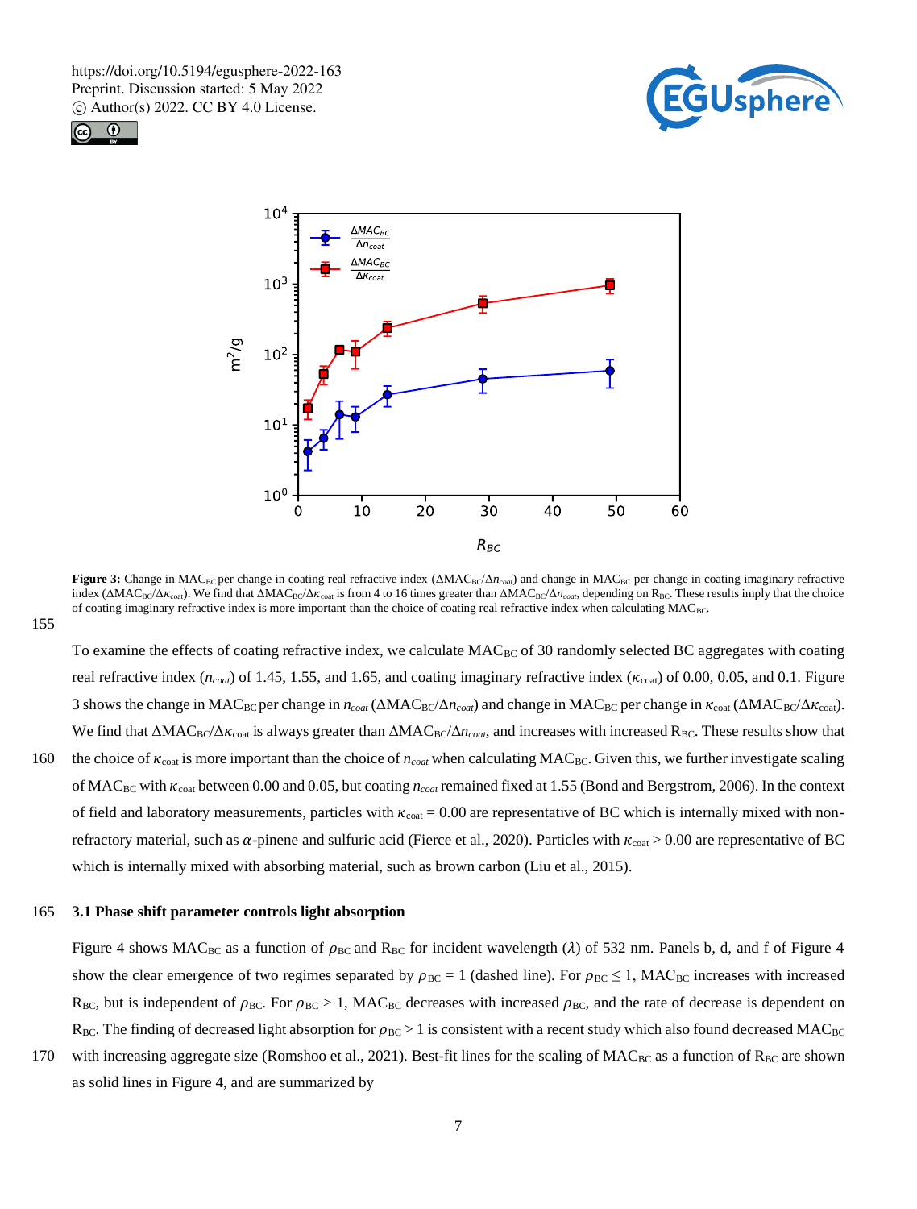**Figure 3:** Change in $MAC_{BC}$ per change in coating real refractive index ($\Delta MAC_{BC}/\Delta n_{coat}$) and change in $MAC_{BC}$ per change in coating imaginary refractive index ($\Delta MAC_{BC}/\Delta \kappa_{coat}$). We find that $\Delta MAC_{BC}/\Delta \kappa_{coat}$ is from 4 to 16 times greater than $\Delta MAC_{BC}/\Delta n_{coat}$, depending on $R_{BC}$. These results imply that the choice of coating imaginary refractive index is more important than the choice of coating real refractive index when calculating $MAC_{BC}$.

To examine the effects of coating refractive index, we calculate $MAC_{BC}$ of 30 randomly selected BC aggregates with coating real refractive index ($n_{coat}$) of 1.45, 1.55, and 1.65, and coating imaginary refractive index ($\kappa_{coat}$) of 0.00, 0.05, and 0.1. Figure 3 shows the change in $MAC_{BC}$ per change in $n_{coat}$ ($\Delta MAC_{BC}/\Delta n_{coat}$) and change in $MAC_{BC}$ per change in $\kappa_{coat}$ ($\Delta MAC_{BC}/\Delta \kappa_{coat}$). We find that $\Delta MAC_{BC}/\Delta \kappa_{coat}$ is always greater than $\Delta MAC_{BC}/\Delta n_{coat}$, and increases with increased $R_{BC}$. These results show that the choice of $\kappa_{coat}$ is more important than the choice of $n_{coat}$ when calculating $MAC_{BC}$. Given this, we further investigate scaling of $MAC_{BC}$ with $\kappa_{coat}$ between 0.00 and 0.05, but coating $n_{coat}$ remained fixed at 1.55 (Bond and Bergstrom, 2006). In the context of field and laboratory measurements, particles with $\kappa_{coat} = 0.00$ are representative of BC which is internally mixed with non-refractory material, such as $\alpha$-pinene and sulfuric acid (Fierce et al., 2020). Particles with $\kappa_{coat} > 0.00$ are representative of BC which is internally mixed with absorbing material, such as brown carbon (Liu et al., 2015).

### 3.1 Phase shift parameter controls light absorption

Figure 4 shows $MAC_{BC}$ as a function of $\rho_{BC}$ and $R_{BC}$ for incident wavelength ($\lambda$) of 532 nm. Panels b, d, and f of Figure 4 show the clear emergence of two regimes separated by $\rho_{BC} = 1$ (dashed line). For $\rho_{BC} \leq 1$, $MAC_{BC}$ increases with increased $R_{BC}$, but is independent of $\rho_{BC}$. For $\rho_{BC} > 1$, $MAC_{BC}$ decreases with increased $\rho_{BC}$, and the rate of decrease is dependent on $R_{BC}$. The finding of decreased light absorption for $\rho_{BC} > 1$ is consistent with a recent study which also found decreased $MAC_{BC}$ with increasing aggregate size (Romshoo et al., 2021). Best-fit lines for the scaling of $MAC_{BC}$ as a function of $R_{BC}$ are shown as solid lines in Figure 4, and are summarized by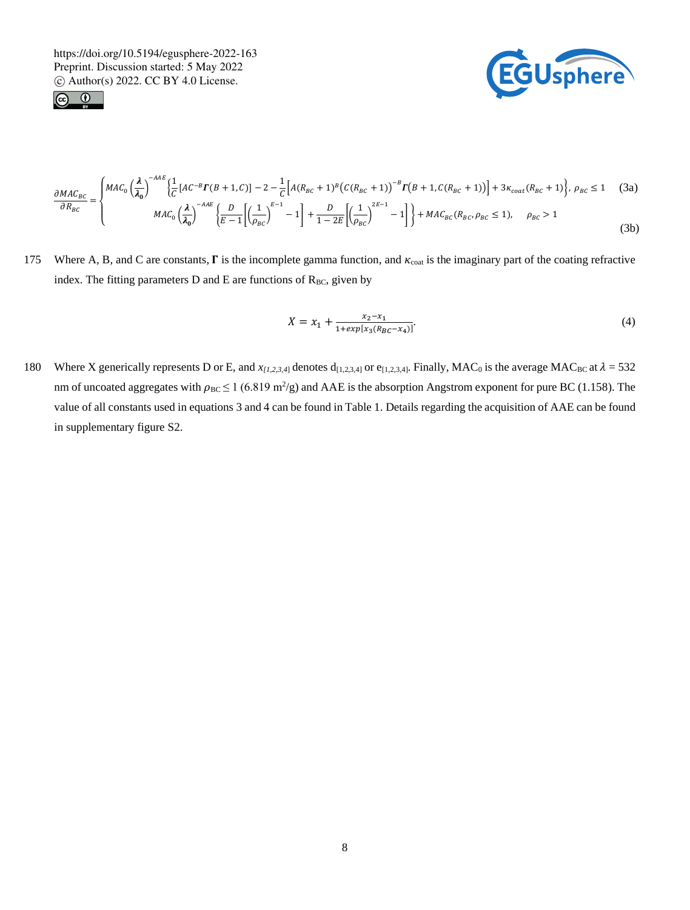$$
\frac{\partial MAC_{BC}}{\partial R_{BC}} = \begin{cases} MAC_0\left(\frac{\lambda}{\lambda_0}\right)^{-AAE}\left\{\frac{1}{C}\left[AC^{-B}\Gamma(B+1,C)\right] - 2 - \frac{1}{C}\left[A(R_{BC}+1)^B\left(C(R_{BC}+1)\right)^{-B}\Gamma\left(B+1,C(R_{BC}+1)\right)\right] + 3\kappa_{coat}(R_{BC}+1)\right\}, \; \rho_{BC} \le 1 & \text{(3a)} \\ MAC_0\left(\frac{\lambda}{\lambda_0}\right)^{-AAE}\left\{\frac{D}{E-1}\left[\left(\frac{1}{\rho_{BC}}\right)^{E-1} - 1\right] + \frac{D}{1-2E}\left[\left(\frac{1}{\rho_{BC}}\right)^{2E-1} - 1\right]\right\} + MAC_{BC}(R_{BC}, \rho_{BC} \le 1), \quad \rho_{BC} > 1 & \text{(3b)} \end{cases}
$$

175 Where A, B, and C are constants, $\Gamma$ is the incomplete gamma function, and $\kappa_{coat}$ is the imaginary part of the coating refractive index. The fitting parameters D and E are functions of $R_{BC}$, given by

$$
X = x_1 + \frac{x_2 - x_1}{1 + exp[x_3(R_{BC} - x_4)]}. \tag{4}
$$

180 Where X generically represents D or E, and $x_{[1,2,3,4]}$ denotes $d_{[1,2,3,4]}$ or $e_{[1,2,3,4]}$. Finally, $MAC_0$ is the average $MAC_{BC}$ at $\lambda = 532$ nm of uncoated aggregates with $\rho_{BC} \le 1$ (6.819 $m^2/g$) and AAE is the absorption Angstrom exponent for pure BC (1.158). The value of all constants used in equations 3 and 4 can be found in Table 1. Details regarding the acquisition of AAE can be found in supplementary figure S2.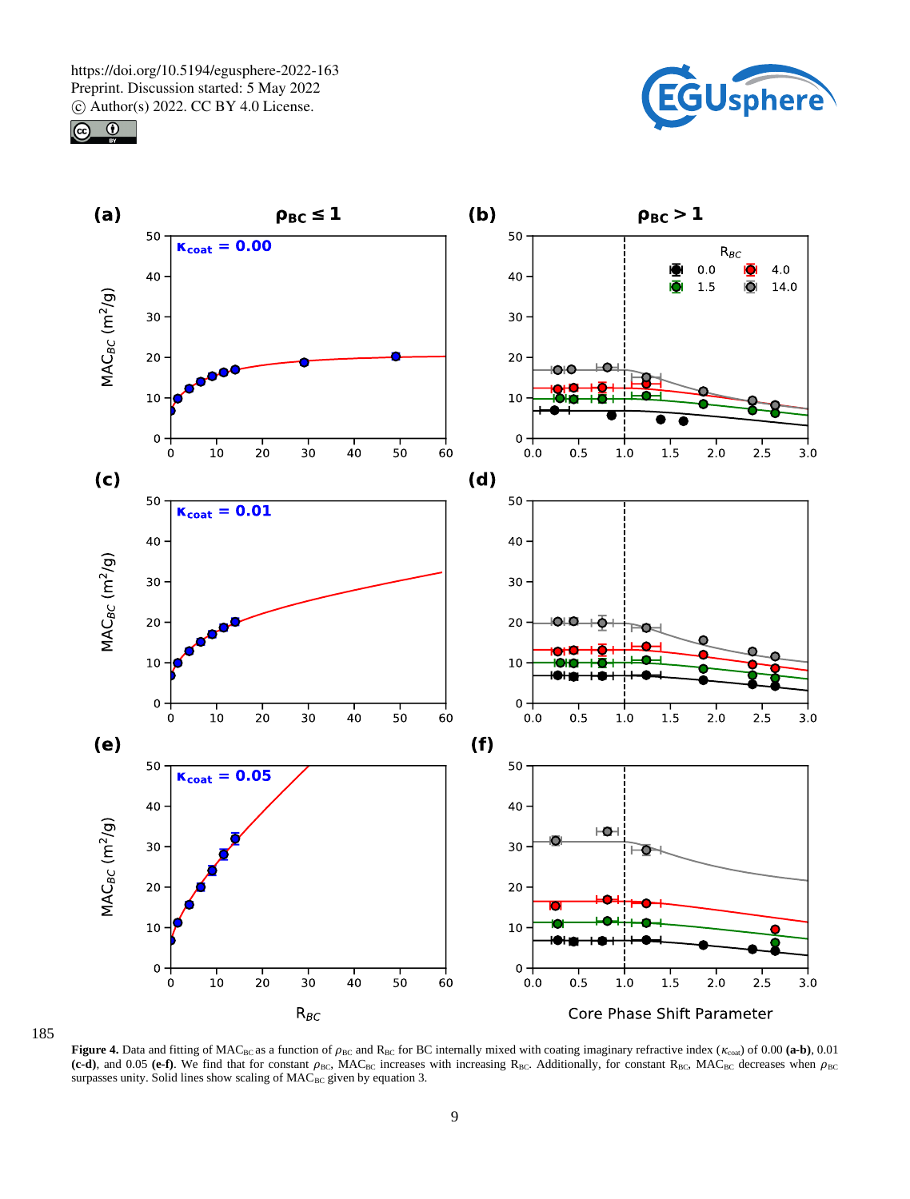185

**Figure 4.** Data and fitting of $MAC_{BC}$ as a function of $\rho_{BC}$ and $R_{BC}$ for BC internally mixed with coating imaginary refractive index ($\kappa_{coat}$) of 0.00 **(a-b)**, 0.01 **(c-d)**, and 0.05 **(e-f)**. We find that for constant $\rho_{BC}$, $MAC_{BC}$ increases with increasing $R_{BC}$. Additionally, for constant $R_{BC}$, $MAC_{BC}$ decreases when $\rho_{BC}$ surpasses unity. Solid lines show scaling of $MAC_{BC}$ given by equation 3.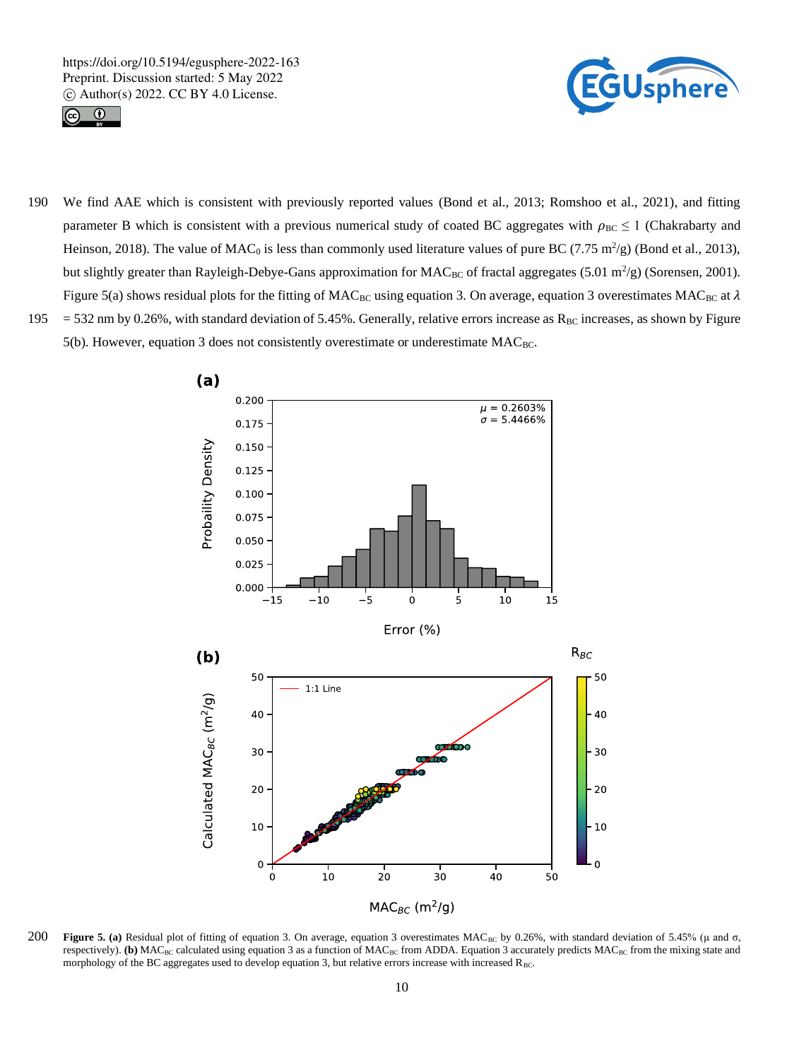We find AAE which is consistent with previously reported values (Bond et al., 2013; Romshoo et al., 2021), and fitting parameter B which is consistent with a previous numerical study of coated BC aggregates with $\rho_{BC} \leq 1$ (Chakrabarty and Heinson, 2018). The value of $MAC_0$ is less than commonly used literature values of pure BC (7.75 $m^2/g$) (Bond et al., 2013), but slightly greater than Rayleigh-Debye-Gans approximation for $MAC_{BC}$ of fractal aggregates (5.01 $m^2/g$) (Sorensen, 2001). Figure 5(a) shows residual plots for the fitting of $MAC_{BC}$ using equation 3. On average, equation 3 overestimates $MAC_{BC}$ at $\lambda$ = 532 nm by 0.26%, with standard deviation of 5.45%. Generally, relative errors increase as $R_{BC}$ increases, as shown by Figure 5(b). However, equation 3 does not consistently overestimate or underestimate $MAC_{BC}$.

**Figure 5. (a)** Residual plot of fitting of equation 3. On average, equation 3 overestimates $MAC_{BC}$ by 0.26%, with standard deviation of 5.45% ($\mu$ and $\sigma$, respectively). **(b)** $MAC_{BC}$ calculated using equation 3 as a function of $MAC_{BC}$ from ADDA. Equation 3 accurately predicts $MAC_{BC}$ from the mixing state and morphology of the BC aggregates used to develop equation 3, but relative errors increase with increased $R_{BC}$.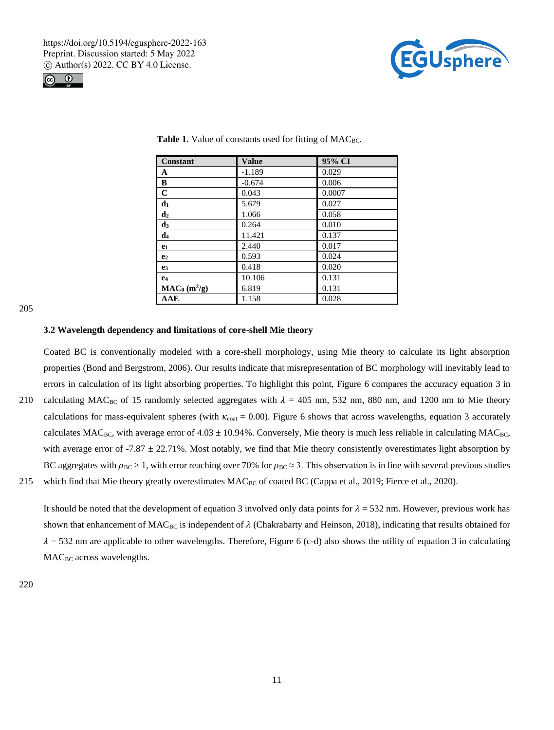**Table 1.** Value of constants used for fitting of $MAC_{BC}$.

| Constant | Value | 95% CI |
|---|---|---|
| **A** | -1.189 | 0.029 |
| **B** | -0.674 | 0.006 |
| **C** | 0.043 | 0.0007 |
| $\mathbf{d_1}$ | 5.679 | 0.027 |
| $\mathbf{d_2}$ | 1.066 | 0.058 |
| $\mathbf{d_3}$ | 0.264 | 0.010 |
| $\mathbf{d_4}$ | 11.421 | 0.137 |
| $\mathbf{e_1}$ | 2.440 | 0.017 |
| $\mathbf{e_2}$ | 0.593 | 0.024 |
| $\mathbf{e_3}$ | 0.418 | 0.020 |
| $\mathbf{e_4}$ | 10.106 | 0.131 |
| $\mathbf{MAC_0}$ **($m^2$/g)** | 6.819 | 0.131 |
| **AAE** | 1.158 | 0.028 |

### 3.2 Wavelength dependency and limitations of core-shell Mie theory

Coated BC is conventionally modeled with a core-shell morphology, using Mie theory to calculate its light absorption properties (Bond and Bergstrom, 2006). Our results indicate that misrepresentation of BC morphology will inevitably lead to errors in calculation of its light absorbing properties. To highlight this point, Figure 6 compares the accuracy equation 3 in calculating $MAC_{BC}$ of 15 randomly selected aggregates with $\lambda$ = 405 nm, 532 nm, 880 nm, and 1200 nm to Mie theory calculations for mass-equivalent spheres (with $\kappa_{coat}$ = 0.00). Figure 6 shows that across wavelengths, equation 3 accurately calculates $MAC_{BC}$, with average error of 4.03 ± 10.94%. Conversely, Mie theory is much less reliable in calculating $MAC_{BC}$, with average error of -7.87 ± 22.71%. Most notably, we find that Mie theory consistently overestimates light absorption by BC aggregates with $\rho_{BC} > 1$, with error reaching over 70% for $\rho_{BC} \approx 3$. This observation is in line with several previous studies which find that Mie theory greatly overestimates $MAC_{BC}$ of coated BC (Cappa et al., 2019; Fierce et al., 2020).

It should be noted that the development of equation 3 involved only data points for $\lambda$ = 532 nm. However, previous work has shown that enhancement of $MAC_{BC}$ is independent of $\lambda$ (Chakrabarty and Heinson, 2018), indicating that results obtained for $\lambda$ = 532 nm are applicable to other wavelengths. Therefore, Figure 6 (c-d) also shows the utility of equation 3 in calculating $MAC_{BC}$ across wavelengths.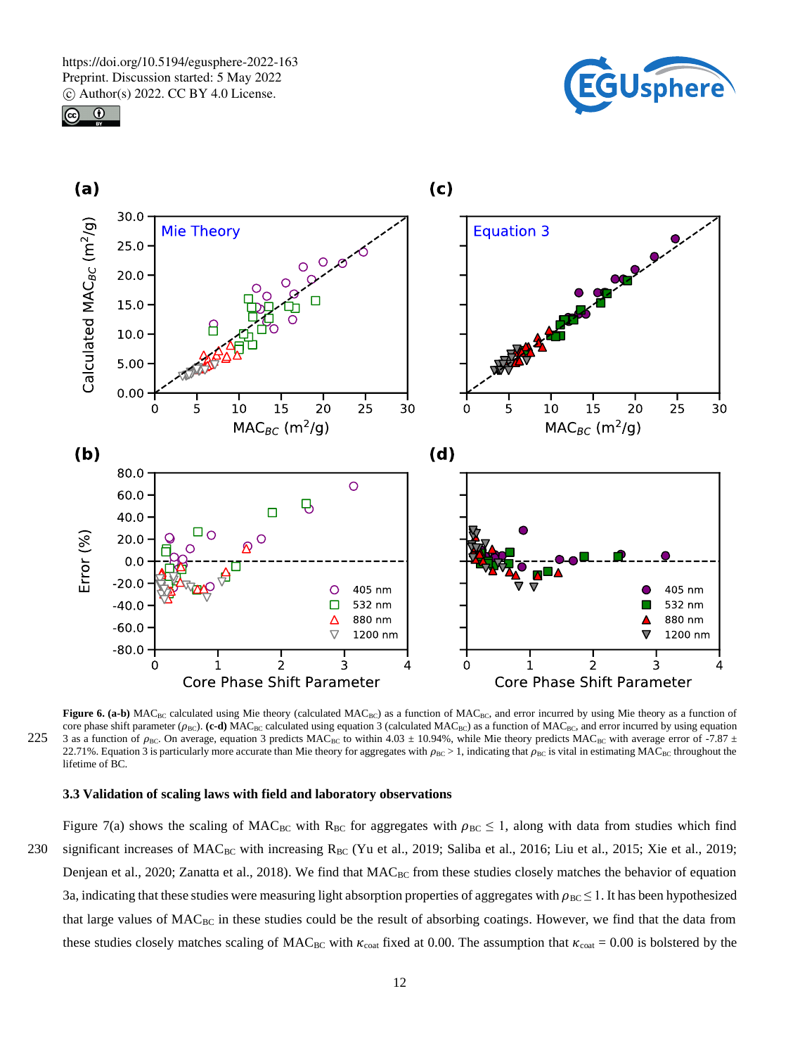**Figure 6. (a-b)** $MAC_{BC}$ calculated using Mie theory (calculated $MAC_{BC}$) as a function of $MAC_{BC}$, and error incurred by using Mie theory as a function of core phase shift parameter ($\rho_{BC}$). **(c-d)** $MAC_{BC}$ calculated using equation 3 (calculated $MAC_{BC}$) as a function of $MAC_{BC}$, and error incurred by using equation 3 as a function of $\rho_{BC}$. On average, equation 3 predicts $MAC_{BC}$ to within 4.03 ± 10.94%, while Mie theory predicts $MAC_{BC}$ with average error of -7.87 ± 22.71%. Equation 3 is particularly more accurate than Mie theory for aggregates with $\rho_{BC} > 1$, indicating that $\rho_{BC}$ is vital in estimating $MAC_{BC}$ throughout the lifetime of BC.

### 3.3 Validation of scaling laws with field and laboratory observations

Figure 7(a) shows the scaling of $MAC_{BC}$ with $R_{BC}$ for aggregates with $\rho_{BC} \leq 1$, along with data from studies which find significant increases of $MAC_{BC}$ with increasing $R_{BC}$ (Yu et al., 2019; Saliba et al., 2016; Liu et al., 2015; Xie et al., 2019; Denjean et al., 2020; Zanatta et al., 2018). We find that $MAC_{BC}$ from these studies closely matches the behavior of equation 3a, indicating that these studies were measuring light absorption properties of aggregates with $\rho_{BC} \leq 1$. It has been hypothesized that large values of $MAC_{BC}$ in these studies could be the result of absorbing coatings. However, we find that the data from these studies closely matches scaling of $MAC_{BC}$ with $\kappa_{coat}$ fixed at 0.00. The assumption that $\kappa_{coat} = 0.00$ is bolstered by the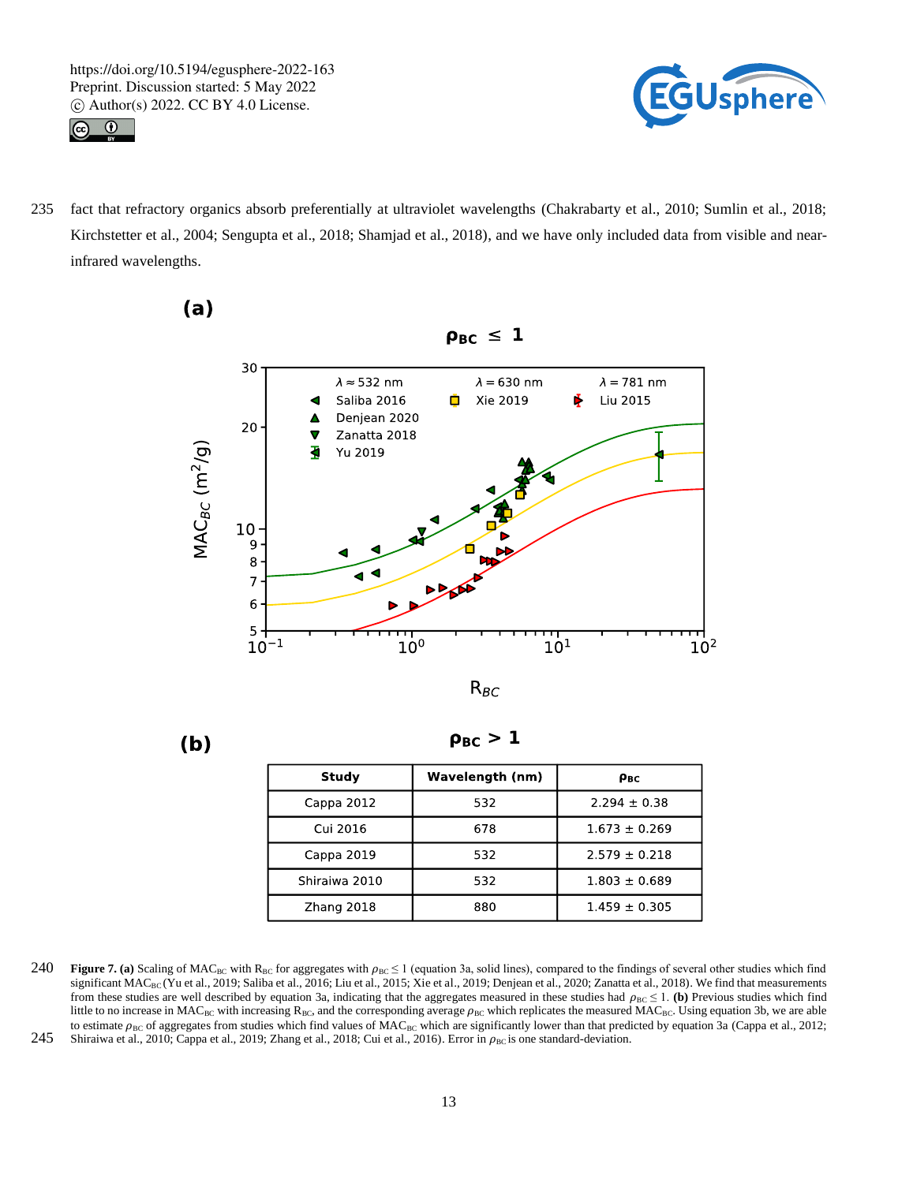fact that refractory organics absorb preferentially at ultraviolet wavelengths (Chakrabarty et al., 2010; Sumlin et al., 2018; Kirchstetter et al., 2004; Sengupta et al., 2018; Shamjad et al., 2018), and we have only included data from visible and near-infrared wavelengths.

**(b)** $\rho_{BC} > 1$

| Study | Wavelength (nm) | $\rho_{BC}$ |
|---|---|---|
| Cappa 2012 | 532 | 2.294 ± 0.38 |
| Cui 2016 | 678 | 1.673 ± 0.269 |
| Cappa 2019 | 532 | 2.579 ± 0.218 |
| Shiraiwa 2010 | 532 | 1.803 ± 0.689 |
| Zhang 2018 | 880 | 1.459 ± 0.305 |

**Figure 7. (a)** Scaling of $MAC_{BC}$ with $R_{BC}$ for aggregates with $\rho_{BC} \leq 1$ (equation 3a, solid lines), compared to the findings of several other studies which find significant $MAC_{BC}$ (Yu et al., 2019; Saliba et al., 2016; Liu et al., 2015; Xie et al., 2019; Denjean et al., 2020; Zanatta et al., 2018). We find that measurements from these studies are well described by equation 3a, indicating that the aggregates measured in these studies had $\rho_{BC} \leq 1$. **(b)** Previous studies which find little to no increase in $MAC_{BC}$ with increasing $R_{BC}$, and the corresponding average $\rho_{BC}$ which replicates the measured $MAC_{BC}$. Using equation 3b, we are able to estimate $\rho_{BC}$ of aggregates from studies which find values of $MAC_{BC}$ which are significantly lower than that predicted by equation 3a (Cappa et al., 2012; Shiraiwa et al., 2010; Cappa et al., 2019; Zhang et al., 2018; Cui et al., 2016). Error in $\rho_{BC}$ is one standard-deviation.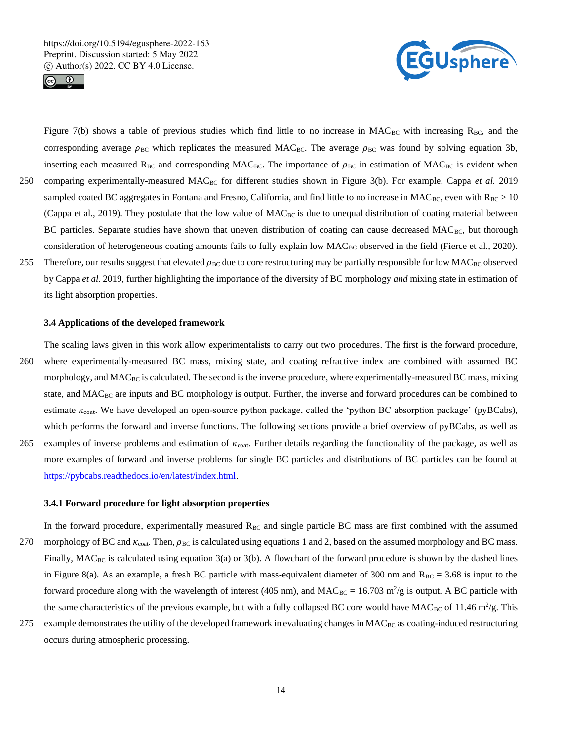Figure 7(b) shows a table of previous studies which find little to no increase in $MAC_{BC}$ with increasing $R_{BC}$, and the corresponding average $\rho_{BC}$ which replicates the measured $MAC_{BC}$. The average $\rho_{BC}$ was found by solving equation 3b, inserting each measured $R_{BC}$ and corresponding $MAC_{BC}$. The importance of $\rho_{BC}$ in estimation of $MAC_{BC}$ is evident when comparing experimentally-measured $MAC_{BC}$ for different studies shown in Figure 3(b). For example, Cappa *et al.* 2019 sampled coated BC aggregates in Fontana and Fresno, California, and find little to no increase in $MAC_{BC}$, even with $R_{BC} > 10$ (Cappa et al., 2019). They postulate that the low value of $MAC_{BC}$ is due to unequal distribution of coating material between BC particles. Separate studies have shown that uneven distribution of coating can cause decreased $MAC_{BC}$, but thorough consideration of heterogeneous coating amounts fails to fully explain low $MAC_{BC}$ observed in the field (Fierce et al., 2020). Therefore, our results suggest that elevated $\rho_{BC}$ due to core restructuring may be partially responsible for low $MAC_{BC}$ observed by Cappa *et al.* 2019, further highlighting the importance of the diversity of BC morphology *and* mixing state in estimation of its light absorption properties.

### 3.4 Applications of the developed framework

The scaling laws given in this work allow experimentalists to carry out two procedures. The first is the forward procedure, where experimentally-measured BC mass, mixing state, and coating refractive index are combined with assumed BC morphology, and $MAC_{BC}$ is calculated. The second is the inverse procedure, where experimentally-measured BC mass, mixing state, and $MAC_{BC}$ are inputs and BC morphology is output. Further, the inverse and forward procedures can be combined to estimate $\kappa_{coat}$. We have developed an open-source python package, called the 'python BC absorption package' (pyBCabs), which performs the forward and inverse functions. The following sections provide a brief overview of pyBCabs, as well as examples of inverse problems and estimation of $\kappa_{coat}$. Further details regarding the functionality of the package, as well as more examples of forward and inverse problems for single BC particles and distributions of BC particles can be found at https://pybcabs.readthedocs.io/en/latest/index.html.

#### 3.4.1 Forward procedure for light absorption properties

In the forward procedure, experimentally measured $R_{BC}$ and single particle BC mass are first combined with the assumed morphology of BC and $\kappa_{coat}$. Then, $\rho_{BC}$ is calculated using equations 1 and 2, based on the assumed morphology and BC mass. Finally, $MAC_{BC}$ is calculated using equation 3(a) or 3(b). A flowchart of the forward procedure is shown by the dashed lines in Figure 8(a). As an example, a fresh BC particle with mass-equivalent diameter of 300 nm and $R_{BC} = 3.68$ is input to the forward procedure along with the wavelength of interest (405 nm), and $MAC_{BC} = 16.703$ $m^2/g$ is output. A BC particle with the same characteristics of the previous example, but with a fully collapsed BC core would have $MAC_{BC}$ of 11.46 $m^2/g$. This example demonstrates the utility of the developed framework in evaluating changes in $MAC_{BC}$ as coating-induced restructuring occurs during atmospheric processing.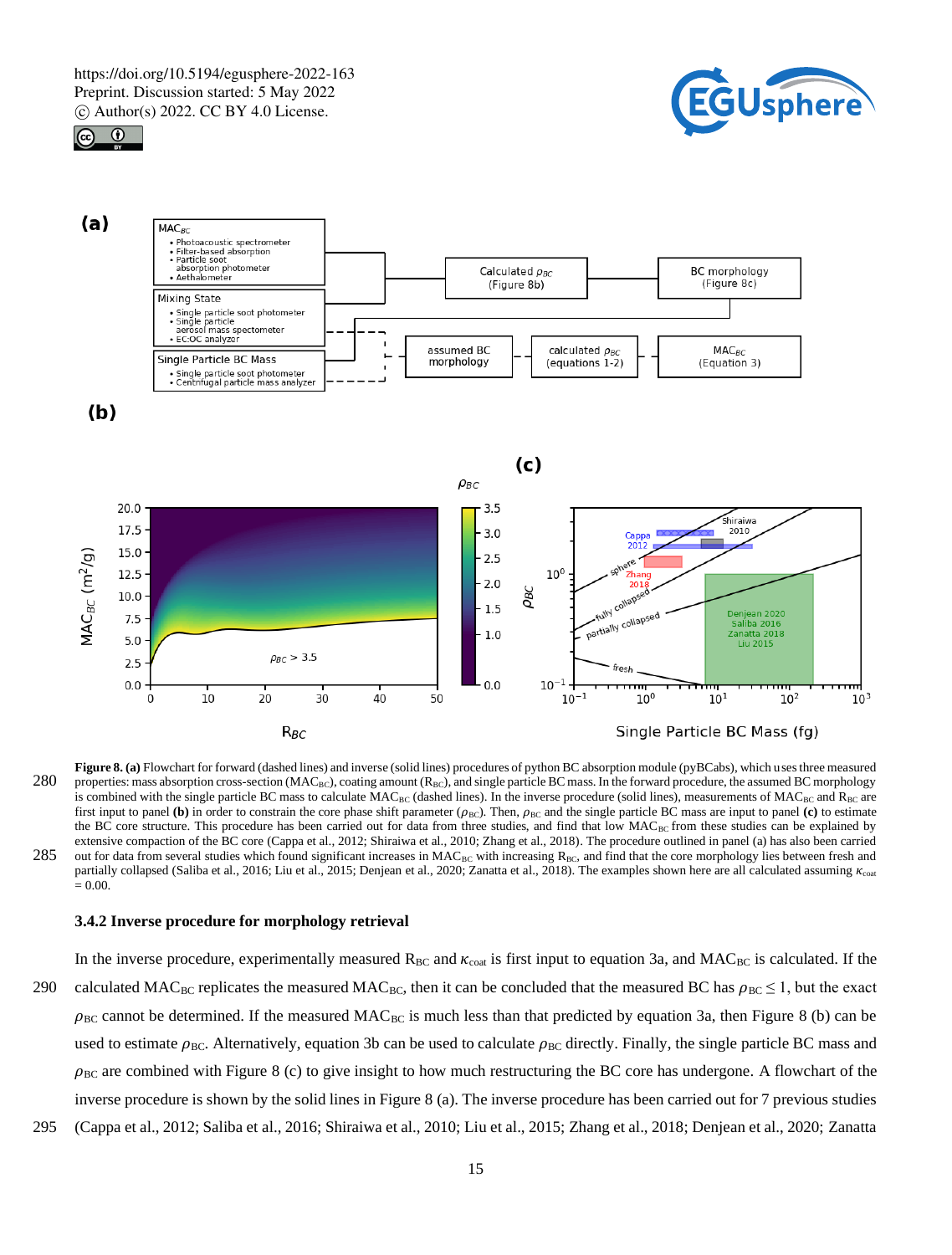**Figure 8. (a)** Flowchart for forward (dashed lines) and inverse (solid lines) procedures of python BC absorption module (pyBCabs), which uses three measured properties: mass absorption cross-section ($MAC_{BC}$), coating amount ($R_{BC}$), and single particle BC mass. In the forward procedure, the assumed BC morphology is combined with the single particle BC mass to calculate $MAC_{BC}$ (dashed lines). In the inverse procedure (solid lines), measurements of $MAC_{BC}$ and $R_{BC}$ are first input to panel **(b)** in order to constrain the core phase shift parameter ($\rho_{BC}$). Then, $\rho_{BC}$ and the single particle BC mass are input to panel **(c)** to estimate the BC core structure. This procedure has been carried out for data from three studies, and find that low $MAC_{BC}$ from these studies can be explained by extensive compaction of the BC core (Cappa et al., 2012; Shiraiwa et al., 2010; Zhang et al., 2018). The procedure outlined in panel (a) has also been carried out for data from several studies which found significant increases in $MAC_{BC}$ with increasing $R_{BC}$, and find that the core morphology lies between fresh and partially collapsed (Saliba et al., 2016; Liu et al., 2015; Denjean et al., 2020; Zanatta et al., 2018). The examples shown here are all calculated assuming $\kappa_{coat}$ = 0.00.

### 3.4.2 Inverse procedure for morphology retrieval

In the inverse procedure, experimentally measured $R_{BC}$ and $\kappa_{coat}$ is first input to equation 3a, and $MAC_{BC}$ is calculated. If the calculated $MAC_{BC}$ replicates the measured $MAC_{BC}$, then it can be concluded that the measured BC has $\rho_{BC} \leq 1$, but the exact $\rho_{BC}$ cannot be determined. If the measured $MAC_{BC}$ is much less than that predicted by equation 3a, then Figure 8 (b) can be used to estimate $\rho_{BC}$. Alternatively, equation 3b can be used to calculate $\rho_{BC}$ directly. Finally, the single particle BC mass and $\rho_{BC}$ are combined with Figure 8 (c) to give insight to how much restructuring the BC core has undergone. A flowchart of the inverse procedure is shown by the solid lines in Figure 8 (a). The inverse procedure has been carried out for 7 previous studies (Cappa et al., 2012; Saliba et al., 2016; Shiraiwa et al., 2010; Liu et al., 2015; Zhang et al., 2018; Denjean et al., 2020; Zanatta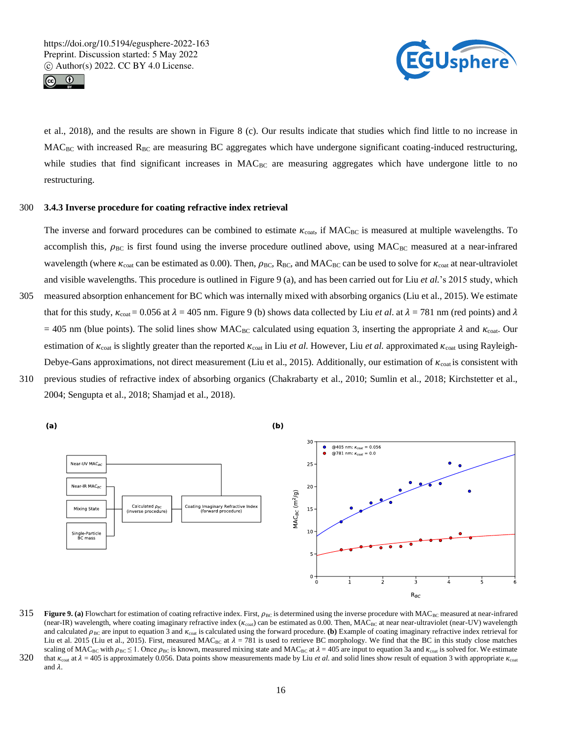et al., 2018), and the results are shown in Figure 8 (c). Our results indicate that studies which find little to no increase in $MAC_{BC}$ with increased $R_{BC}$ are measuring BC aggregates which have undergone significant coating-induced restructuring, while studies that find significant increases in $MAC_{BC}$ are measuring aggregates which have undergone little to no restructuring.

### 3.4.3 Inverse procedure for coating refractive index retrieval

The inverse and forward procedures can be combined to estimate $\kappa_{coat}$, if $MAC_{BC}$ is measured at multiple wavelengths. To accomplish this, $\rho_{BC}$ is first found using the inverse procedure outlined above, using $MAC_{BC}$ measured at a near-infrared wavelength (where $\kappa_{coat}$ can be estimated as 0.00). Then, $\rho_{BC}$, $R_{BC}$, and $MAC_{BC}$ can be used to solve for $\kappa_{coat}$ at near-ultraviolet and visible wavelengths. This procedure is outlined in Figure 9 (a), and has been carried out for Liu *et al.*'s 2015 study, which measured absorption enhancement for BC which was internally mixed with absorbing organics (Liu et al., 2015). We estimate that for this study, $\kappa_{coat} = 0.056$ at $\lambda = 405$ nm. Figure 9 (b) shows data collected by Liu *et al.* at $\lambda = 781$ nm (red points) and $\lambda = 405$ nm (blue points). The solid lines show $MAC_{BC}$ calculated using equation 3, inserting the appropriate $\lambda$ and $\kappa_{coat}$. Our estimation of $\kappa_{coat}$ is slightly greater than the reported $\kappa_{coat}$ in Liu *et al.* However, Liu *et al.* approximated $\kappa_{coat}$ using Rayleigh-Debye-Gans approximations, not direct measurement (Liu et al., 2015). Additionally, our estimation of $\kappa_{coat}$ is consistent with previous studies of refractive index of absorbing organics (Chakrabarty et al., 2010; Sumlin et al., 2018; Kirchstetter et al., 2004; Sengupta et al., 2018; Shamjad et al., 2018).

**Figure 9. (a)** Flowchart for estimation of coating refractive index. First, $\rho_{BC}$ is determined using the inverse procedure with $MAC_{BC}$ measured at near-infrared (near-IR) wavelength, where coating imaginary refractive index ($\kappa_{coat}$) can be estimated as 0.00. Then, $MAC_{BC}$ at near near-ultraviolet (near-UV) wavelength and calculated $\rho_{BC}$ are input to equation 3 and $\kappa_{coat}$ is calculated using the forward procedure. **(b)** Example of coating imaginary refractive index retrieval for Liu et al. 2015 (Liu et al., 2015). First, measured $MAC_{BC}$ at $\lambda = 781$ is used to retrieve BC morphology. We find that the BC in this study close matches scaling of $MAC_{BC}$ with $\rho_{BC} \leq 1$. Once $\rho_{BC}$ is known, measured mixing state and $MAC_{BC}$ at $\lambda = 405$ are input to equation 3a and $\kappa_{coat}$ is solved for. We estimate that $\kappa_{coat}$ at $\lambda = 405$ is approximately 0.056. Data points show measurements made by Liu *et al.* and solid lines show result of equation 3 with appropriate $\kappa_{coat}$ and $\lambda$.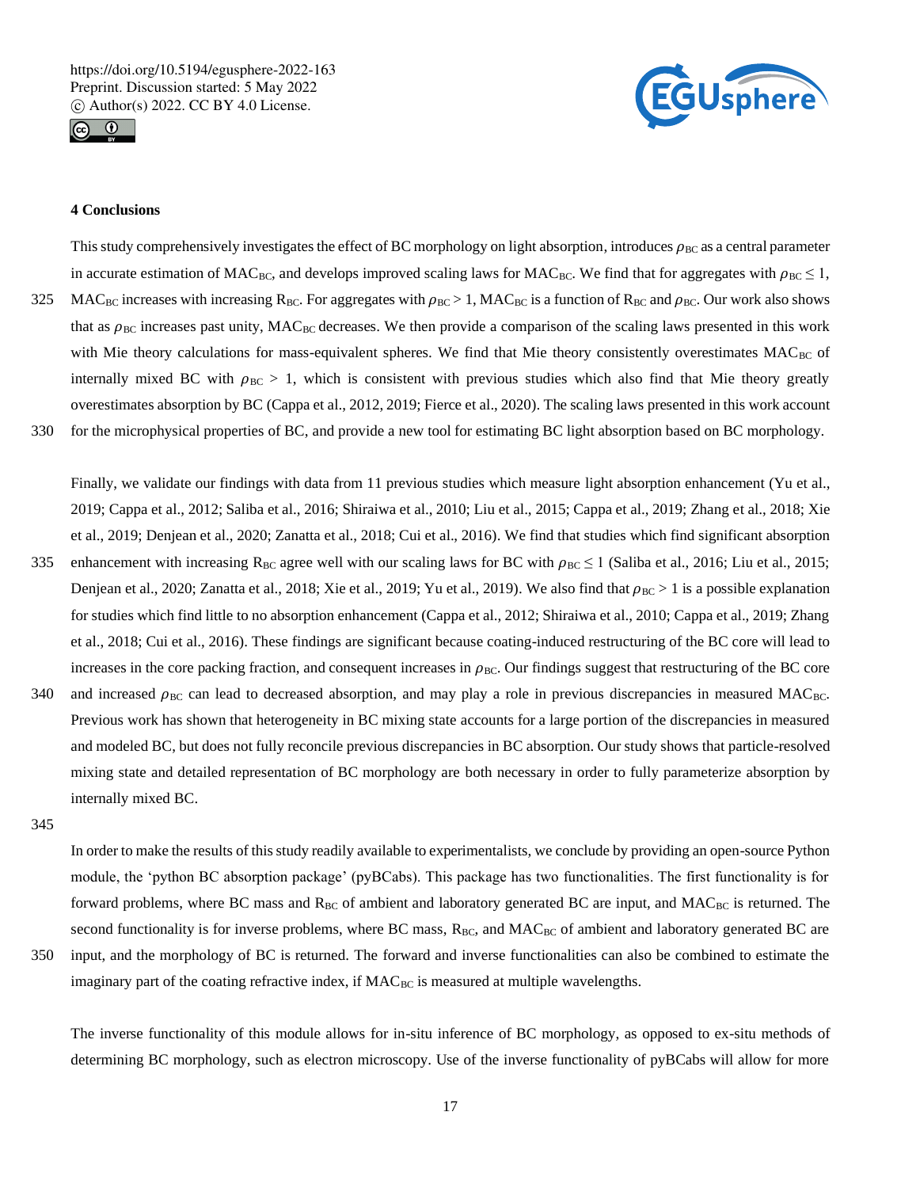## 4 Conclusions

This study comprehensively investigates the effect of BC morphology on light absorption, introduces $\rho_{BC}$ as a central parameter in accurate estimation of $MAC_{BC}$, and develops improved scaling laws for $MAC_{BC}$. We find that for aggregates with $\rho_{BC} \leq 1$, $MAC_{BC}$ increases with increasing $R_{BC}$. For aggregates with $\rho_{BC} > 1$, $MAC_{BC}$ is a function of $R_{BC}$ and $\rho_{BC}$. Our work also shows that as $\rho_{BC}$ increases past unity, $MAC_{BC}$ decreases. We then provide a comparison of the scaling laws presented in this work with Mie theory calculations for mass-equivalent spheres. We find that Mie theory consistently overestimates $MAC_{BC}$ of internally mixed BC with $\rho_{BC} > 1$, which is consistent with previous studies which also find that Mie theory greatly overestimates absorption by BC (Cappa et al., 2012, 2019; Fierce et al., 2020). The scaling laws presented in this work account for the microphysical properties of BC, and provide a new tool for estimating BC light absorption based on BC morphology.

Finally, we validate our findings with data from 11 previous studies which measure light absorption enhancement (Yu et al., 2019; Cappa et al., 2012; Saliba et al., 2016; Shiraiwa et al., 2010; Liu et al., 2015; Cappa et al., 2019; Zhang et al., 2018; Xie et al., 2019; Denjean et al., 2020; Zanatta et al., 2018; Cui et al., 2016). We find that studies which find significant absorption enhancement with increasing $R_{BC}$ agree well with our scaling laws for BC with $\rho_{BC} \leq 1$ (Saliba et al., 2016; Liu et al., 2015; Denjean et al., 2020; Zanatta et al., 2018; Xie et al., 2019; Yu et al., 2019). We also find that $\rho_{BC} > 1$ is a possible explanation for studies which find little to no absorption enhancement (Cappa et al., 2012; Shiraiwa et al., 2010; Cappa et al., 2019; Zhang et al., 2018; Cui et al., 2016). These findings are significant because coating-induced restructuring of the BC core will lead to increases in the core packing fraction, and consequent increases in $\rho_{BC}$. Our findings suggest that restructuring of the BC core and increased $\rho_{BC}$ can lead to decreased absorption, and may play a role in previous discrepancies in measured $MAC_{BC}$. Previous work has shown that heterogeneity in BC mixing state accounts for a large portion of the discrepancies in measured and modeled BC, but does not fully reconcile previous discrepancies in BC absorption. Our study shows that particle-resolved mixing state and detailed representation of BC morphology are both necessary in order to fully parameterize absorption by internally mixed BC.

In order to make the results of this study readily available to experimentalists, we conclude by providing an open-source Python module, the 'python BC absorption package' (pyBCabs). This package has two functionalities. The first functionality is for forward problems, where BC mass and $R_{BC}$ of ambient and laboratory generated BC are input, and $MAC_{BC}$ is returned. The second functionality is for inverse problems, where BC mass, $R_{BC}$, and $MAC_{BC}$ of ambient and laboratory generated BC are input, and the morphology of BC is returned. The forward and inverse functionalities can also be combined to estimate the imaginary part of the coating refractive index, if $MAC_{BC}$ is measured at multiple wavelengths.

The inverse functionality of this module allows for in-situ inference of BC morphology, as opposed to ex-situ methods of determining BC morphology, such as electron microscopy. Use of the inverse functionality of pyBCabs will allow for more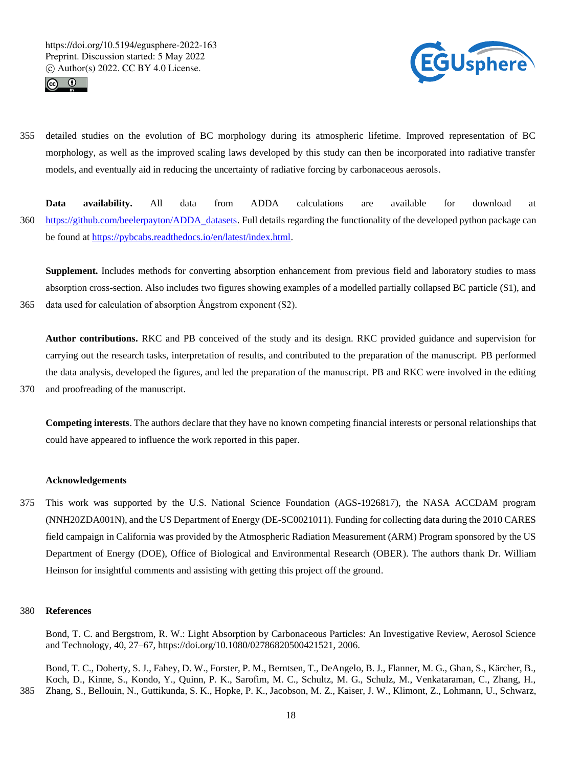detailed studies on the evolution of BC morphology during its atmospheric lifetime. Improved representation of BC morphology, as well as the improved scaling laws developed by this study can then be incorporated into radiative transfer models, and eventually aid in reducing the uncertainty of radiative forcing by carbonaceous aerosols.

**Data availability.** All data from ADDA calculations are available for download at https://github.com/beelerpayton/ADDA_datasets. Full details regarding the functionality of the developed python package can be found at https://pybcabs.readthedocs.io/en/latest/index.html.

**Supplement.** Includes methods for converting absorption enhancement from previous field and laboratory studies to mass absorption cross-section. Also includes two figures showing examples of a modelled partially collapsed BC particle (S1), and data used for calculation of absorption Ångstrom exponent (S2).

**Author contributions.** RKC and PB conceived of the study and its design. RKC provided guidance and supervision for carrying out the research tasks, interpretation of results, and contributed to the preparation of the manuscript. PB performed the data analysis, developed the figures, and led the preparation of the manuscript. PB and RKC were involved in the editing and proofreading of the manuscript.

**Competing interests**. The authors declare that they have no known competing financial interests or personal relationships that could have appeared to influence the work reported in this paper.

## Acknowledgements

This work was supported by the U.S. National Science Foundation (AGS-1926817), the NASA ACCDAM program (NNH20ZDA001N), and the US Department of Energy (DE-SC0021011). Funding for collecting data during the 2010 CARES field campaign in California was provided by the Atmospheric Radiation Measurement (ARM) Program sponsored by the US Department of Energy (DOE), Office of Biological and Environmental Research (OBER). The authors thank Dr. William Heinson for insightful comments and assisting with getting this project off the ground.

## References

Bond, T. C. and Bergstrom, R. W.: Light Absorption by Carbonaceous Particles: An Investigative Review, Aerosol Science and Technology, 40, 27–67, https://doi.org/10.1080/02786820500421521, 2006.

Bond, T. C., Doherty, S. J., Fahey, D. W., Forster, P. M., Berntsen, T., DeAngelo, B. J., Flanner, M. G., Ghan, S., Kärcher, B., Koch, D., Kinne, S., Kondo, Y., Quinn, P. K., Sarofim, M. C., Schultz, M. G., Schulz, M., Venkataraman, C., Zhang, H., Zhang, S., Bellouin, N., Guttikunda, S. K., Hopke, P. K., Jacobson, M. Z., Kaiser, J. W., Klimont, Z., Lohmann, U., Schwarz,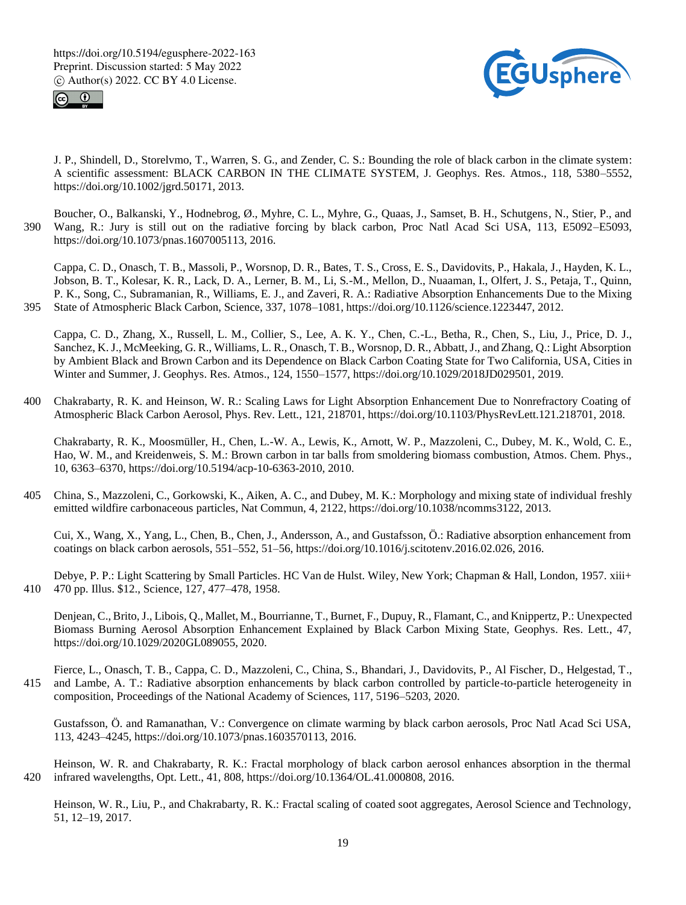J. P., Shindell, D., Storelvmo, T., Warren, S. G., and Zender, C. S.: Bounding the role of black carbon in the climate system: A scientific assessment: BLACK CARBON IN THE CLIMATE SYSTEM, J. Geophys. Res. Atmos., 118, 5380–5552, https://doi.org/10.1002/jgrd.50171, 2013.

Boucher, O., Balkanski, Y., Hodnebrog, Ø., Myhre, C. L., Myhre, G., Quaas, J., Samset, B. H., Schutgens, N., Stier, P., and Wang, R.: Jury is still out on the radiative forcing by black carbon, Proc Natl Acad Sci USA, 113, E5092–E5093, https://doi.org/10.1073/pnas.1607005113, 2016.

Cappa, C. D., Onasch, T. B., Massoli, P., Worsnop, D. R., Bates, T. S., Cross, E. S., Davidovits, P., Hakala, J., Hayden, K. L., Jobson, B. T., Kolesar, K. R., Lack, D. A., Lerner, B. M., Li, S.-M., Mellon, D., Nuaaman, I., Olfert, J. S., Petaja, T., Quinn, P. K., Song, C., Subramanian, R., Williams, E. J., and Zaveri, R. A.: Radiative Absorption Enhancements Due to the Mixing State of Atmospheric Black Carbon, Science, 337, 1078–1081, https://doi.org/10.1126/science.1223447, 2012.

Cappa, C. D., Zhang, X., Russell, L. M., Collier, S., Lee, A. K. Y., Chen, C.-L., Betha, R., Chen, S., Liu, J., Price, D. J., Sanchez, K. J., McMeeking, G. R., Williams, L. R., Onasch, T. B., Worsnop, D. R., Abbatt, J., and Zhang, Q.: Light Absorption by Ambient Black and Brown Carbon and its Dependence on Black Carbon Coating State for Two California, USA, Cities in Winter and Summer, J. Geophys. Res. Atmos., 124, 1550–1577, https://doi.org/10.1029/2018JD029501, 2019.

Chakrabarty, R. K. and Heinson, W. R.: Scaling Laws for Light Absorption Enhancement Due to Nonrefractory Coating of Atmospheric Black Carbon Aerosol, Phys. Rev. Lett., 121, 218701, https://doi.org/10.1103/PhysRevLett.121.218701, 2018.

Chakrabarty, R. K., Moosmüller, H., Chen, L.-W. A., Lewis, K., Arnott, W. P., Mazzoleni, C., Dubey, M. K., Wold, C. E., Hao, W. M., and Kreidenweis, S. M.: Brown carbon in tar balls from smoldering biomass combustion, Atmos. Chem. Phys., 10, 6363–6370, https://doi.org/10.5194/acp-10-6363-2010, 2010.

China, S., Mazzoleni, C., Gorkowski, K., Aiken, A. C., and Dubey, M. K.: Morphology and mixing state of individual freshly emitted wildfire carbonaceous particles, Nat Commun, 4, 2122, https://doi.org/10.1038/ncomms3122, 2013.

Cui, X., Wang, X., Yang, L., Chen, B., Chen, J., Andersson, A., and Gustafsson, Ö.: Radiative absorption enhancement from coatings on black carbon aerosols, 551–552, 51–56, https://doi.org/10.1016/j.scitotenv.2016.02.026, 2016.

Debye, P. P.: Light Scattering by Small Particles. HC Van de Hulst. Wiley, New York; Chapman & Hall, London, 1957. xiii+ 470 pp. Illus. $12., Science, 127, 477–478, 1958.

Denjean, C., Brito, J., Libois, Q., Mallet, M., Bourrianne, T., Burnet, F., Dupuy, R., Flamant, C., and Knippertz, P.: Unexpected Biomass Burning Aerosol Absorption Enhancement Explained by Black Carbon Mixing State, Geophys. Res. Lett., 47, https://doi.org/10.1029/2020GL089055, 2020.

Fierce, L., Onasch, T. B., Cappa, C. D., Mazzoleni, C., China, S., Bhandari, J., Davidovits, P., Al Fischer, D., Helgestad, T., and Lambe, A. T.: Radiative absorption enhancements by black carbon controlled by particle-to-particle heterogeneity in composition, Proceedings of the National Academy of Sciences, 117, 5196–5203, 2020.

Gustafsson, Ö. and Ramanathan, V.: Convergence on climate warming by black carbon aerosols, Proc Natl Acad Sci USA, 113, 4243–4245, https://doi.org/10.1073/pnas.1603570113, 2016.

Heinson, W. R. and Chakrabarty, R. K.: Fractal morphology of black carbon aerosol enhances absorption in the thermal infrared wavelengths, Opt. Lett., 41, 808, https://doi.org/10.1364/OL.41.000808, 2016.

Heinson, W. R., Liu, P., and Chakrabarty, R. K.: Fractal scaling of coated soot aggregates, Aerosol Science and Technology, 51, 12–19, 2017.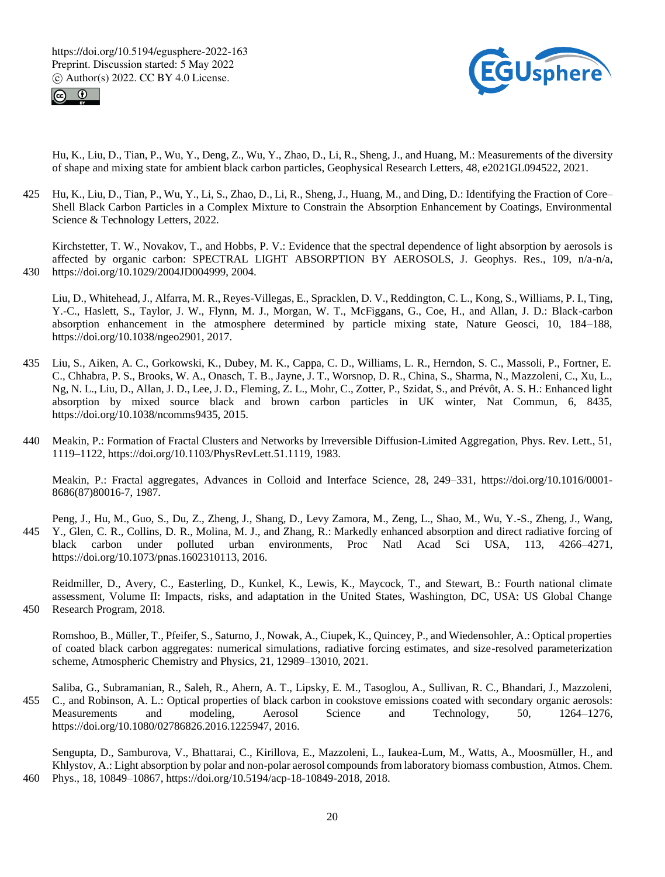Hu, K., Liu, D., Tian, P., Wu, Y., Deng, Z., Wu, Y., Zhao, D., Li, R., Sheng, J., and Huang, M.: Measurements of the diversity of shape and mixing state for ambient black carbon particles, Geophysical Research Letters, 48, e2021GL094522, 2021.

Hu, K., Liu, D., Tian, P., Wu, Y., Li, S., Zhao, D., Li, R., Sheng, J., Huang, M., and Ding, D.: Identifying the Fraction of Core–Shell Black Carbon Particles in a Complex Mixture to Constrain the Absorption Enhancement by Coatings, Environmental Science & Technology Letters, 2022.

Kirchstetter, T. W., Novakov, T., and Hobbs, P. V.: Evidence that the spectral dependence of light absorption by aerosols is affected by organic carbon: SPECTRAL LIGHT ABSORPTION BY AEROSOLS, J. Geophys. Res., 109, n/a-n/a, https://doi.org/10.1029/2004JD004999, 2004.

Liu, D., Whitehead, J., Alfarra, M. R., Reyes-Villegas, E., Spracklen, D. V., Reddington, C. L., Kong, S., Williams, P. I., Ting, Y.-C., Haslett, S., Taylor, J. W., Flynn, M. J., Morgan, W. T., McFiggans, G., Coe, H., and Allan, J. D.: Black-carbon absorption enhancement in the atmosphere determined by particle mixing state, Nature Geosci, 10, 184–188, https://doi.org/10.1038/ngeo2901, 2017.

Liu, S., Aiken, A. C., Gorkowski, K., Dubey, M. K., Cappa, C. D., Williams, L. R., Herndon, S. C., Massoli, P., Fortner, E. C., Chhabra, P. S., Brooks, W. A., Onasch, T. B., Jayne, J. T., Worsnop, D. R., China, S., Sharma, N., Mazzoleni, C., Xu, L., Ng, N. L., Liu, D., Allan, J. D., Lee, J. D., Fleming, Z. L., Mohr, C., Zotter, P., Szidat, S., and Prévôt, A. S. H.: Enhanced light absorption by mixed source black and brown carbon particles in UK winter, Nat Commun, 6, 8435, https://doi.org/10.1038/ncomms9435, 2015.

Meakin, P.: Formation of Fractal Clusters and Networks by Irreversible Diffusion-Limited Aggregation, Phys. Rev. Lett., 51, 1119–1122, https://doi.org/10.1103/PhysRevLett.51.1119, 1983.

Meakin, P.: Fractal aggregates, Advances in Colloid and Interface Science, 28, 249–331, https://doi.org/10.1016/0001-8686(87)80016-7, 1987.

Peng, J., Hu, M., Guo, S., Du, Z., Zheng, J., Shang, D., Levy Zamora, M., Zeng, L., Shao, M., Wu, Y.-S., Zheng, J., Wang, Y., Glen, C. R., Collins, D. R., Molina, M. J., and Zhang, R.: Markedly enhanced absorption and direct radiative forcing of black carbon under polluted urban environments, Proc Natl Acad Sci USA, 113, 4266–4271, https://doi.org/10.1073/pnas.1602310113, 2016.

Reidmiller, D., Avery, C., Easterling, D., Kunkel, K., Lewis, K., Maycock, T., and Stewart, B.: Fourth national climate assessment, Volume II: Impacts, risks, and adaptation in the United States, Washington, DC, USA: US Global Change Research Program, 2018.

Romshoo, B., Müller, T., Pfeifer, S., Saturno, J., Nowak, A., Ciupek, K., Quincey, P., and Wiedensohler, A.: Optical properties of coated black carbon aggregates: numerical simulations, radiative forcing estimates, and size-resolved parameterization scheme, Atmospheric Chemistry and Physics, 21, 12989–13010, 2021.

Saliba, G., Subramanian, R., Saleh, R., Ahern, A. T., Lipsky, E. M., Tasoglou, A., Sullivan, R. C., Bhandari, J., Mazzoleni, C., and Robinson, A. L.: Optical properties of black carbon in cookstove emissions coated with secondary organic aerosols: Measurements and modeling, Aerosol Science and Technology, 50, 1264–1276, https://doi.org/10.1080/02786826.2016.1225947, 2016.

Sengupta, D., Samburova, V., Bhattarai, C., Kirillova, E., Mazzoleni, L., Iaukea-Lum, M., Watts, A., Moosmüller, H., and Khlystov, A.: Light absorption by polar and non-polar aerosol compounds from laboratory biomass combustion, Atmos. Chem. Phys., 18, 10849–10867, https://doi.org/10.5194/acp-18-10849-2018, 2018.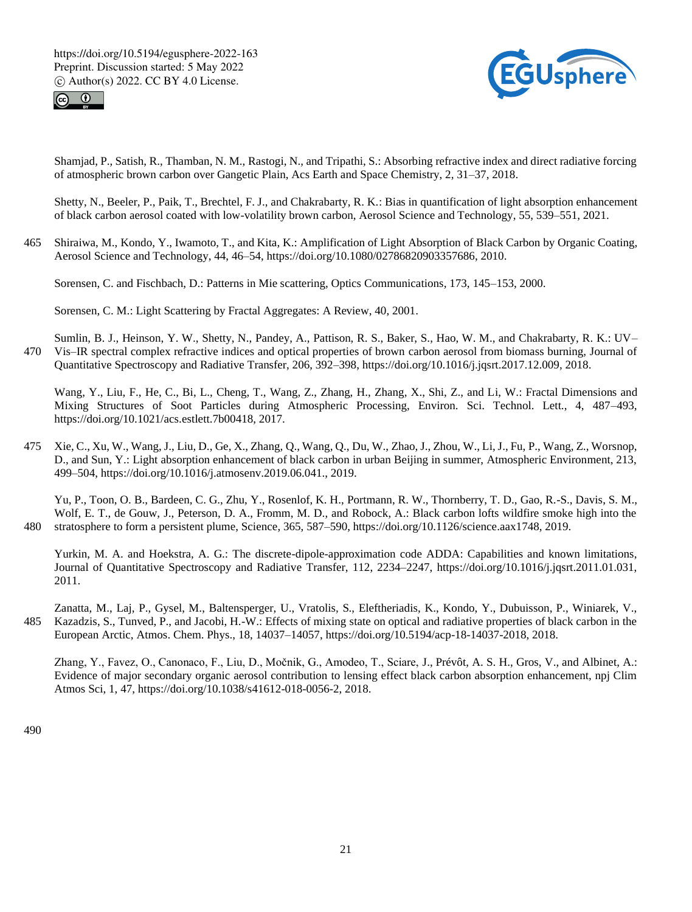Shamjad, P., Satish, R., Thamban, N. M., Rastogi, N., and Tripathi, S.: Absorbing refractive index and direct radiative forcing of atmospheric brown carbon over Gangetic Plain, Acs Earth and Space Chemistry, 2, 31–37, 2018.

Shetty, N., Beeler, P., Paik, T., Brechtel, F. J., and Chakrabarty, R. K.: Bias in quantification of light absorption enhancement of black carbon aerosol coated with low-volatility brown carbon, Aerosol Science and Technology, 55, 539–551, 2021.

Shiraiwa, M., Kondo, Y., Iwamoto, T., and Kita, K.: Amplification of Light Absorption of Black Carbon by Organic Coating, Aerosol Science and Technology, 44, 46–54, https://doi.org/10.1080/02786820903357686, 2010.

Sorensen, C. and Fischbach, D.: Patterns in Mie scattering, Optics Communications, 173, 145–153, 2000.

Sorensen, C. M.: Light Scattering by Fractal Aggregates: A Review, 40, 2001.

Sumlin, B. J., Heinson, Y. W., Shetty, N., Pandey, A., Pattison, R. S., Baker, S., Hao, W. M., and Chakrabarty, R. K.: UV–Vis–IR spectral complex refractive indices and optical properties of brown carbon aerosol from biomass burning, Journal of Quantitative Spectroscopy and Radiative Transfer, 206, 392–398, https://doi.org/10.1016/j.jqsrt.2017.12.009, 2018.

Wang, Y., Liu, F., He, C., Bi, L., Cheng, T., Wang, Z., Zhang, H., Zhang, X., Shi, Z., and Li, W.: Fractal Dimensions and Mixing Structures of Soot Particles during Atmospheric Processing, Environ. Sci. Technol. Lett., 4, 487–493, https://doi.org/10.1021/acs.estlett.7b00418, 2017.

Xie, C., Xu, W., Wang, J., Liu, D., Ge, X., Zhang, Q., Wang, Q., Du, W., Zhao, J., Zhou, W., Li, J., Fu, P., Wang, Z., Worsnop, D., and Sun, Y.: Light absorption enhancement of black carbon in urban Beijing in summer, Atmospheric Environment, 213, 499–504, https://doi.org/10.1016/j.atmosenv.2019.06.041., 2019.

Yu, P., Toon, O. B., Bardeen, C. G., Zhu, Y., Rosenlof, K. H., Portmann, R. W., Thornberry, T. D., Gao, R.-S., Davis, S. M., Wolf, E. T., de Gouw, J., Peterson, D. A., Fromm, M. D., and Robock, A.: Black carbon lofts wildfire smoke high into the stratosphere to form a persistent plume, Science, 365, 587–590, https://doi.org/10.1126/science.aax1748, 2019.

Yurkin, M. A. and Hoekstra, A. G.: The discrete-dipole-approximation code ADDA: Capabilities and known limitations, Journal of Quantitative Spectroscopy and Radiative Transfer, 112, 2234–2247, https://doi.org/10.1016/j.jqsrt.2011.01.031, 2011.

Zanatta, M., Laj, P., Gysel, M., Baltensperger, U., Vratolis, S., Eleftheriadis, K., Kondo, Y., Dubuisson, P., Winiarek, V., Kazadzis, S., Tunved, P., and Jacobi, H.-W.: Effects of mixing state on optical and radiative properties of black carbon in the European Arctic, Atmos. Chem. Phys., 18, 14037–14057, https://doi.org/10.5194/acp-18-14037-2018, 2018.

Zhang, Y., Favez, O., Canonaco, F., Liu, D., Močnik, G., Amodeo, T., Sciare, J., Prévôt, A. S. H., Gros, V., and Albinet, A.: Evidence of major secondary organic aerosol contribution to lensing effect black carbon absorption enhancement, npj Clim Atmos Sci, 1, 47, https://doi.org/10.1038/s41612-018-0056-2, 2018.